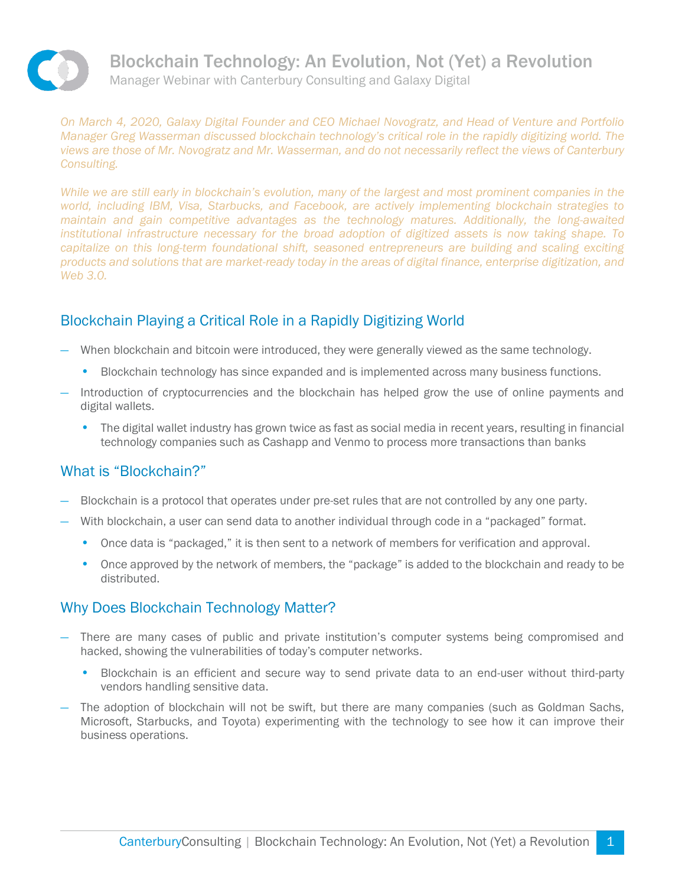# Blockchain Technology: An Evolution, Not (Yet) a Revolution

Manager Webinar with Canterbury Consulting and Galaxy Digital

*On March 4, 2020, Galaxy Digital Founder and CEO Michael Novogratz, and Head of Venture and Portfolio Manager Greg Wasserman discussed blockchain technology's critical role in the rapidly digitizing world. The views are those of Mr. Novogratz and Mr. Wasserman, and do not necessarily reflect the views of Canterbury Consulting.*

*While we are still early in blockchain's evolution, many of the largest and most prominent companies in the world, including IBM, Visa, Starbucks, and Facebook, are actively implementing blockchain strategies to maintain and gain competitive advantages as the technology matures. Additionally, the long-awaited institutional infrastructure necessary for the broad adoption of digitized assets is now taking shape. To capitalize on this long-term foundational shift, seasoned entrepreneurs are building and scaling exciting products and solutions that are market-ready today in the areas of digital finance, enterprise digitization, and Web 3.0.*

## Blockchain Playing a Critical Role in a Rapidly Digitizing World

- When blockchain and bitcoin were introduced, they were generally viewed as the same technology.
  - Blockchain technology has since expanded and is implemented across many business functions.
- Introduction of cryptocurrencies and the blockchain has helped grow the use of online payments and digital wallets.
  - The digital wallet industry has grown twice as fast as social media in recent years, resulting in financial technology companies such as Cashapp and Venmo to process more transactions than banks

## What is "Blockchain?"

- Blockchain is a protocol that operates under pre-set rules that are not controlled by any one party.
- With blockchain, a user can send data to another individual through code in a "packaged" format.
  - Once data is "packaged," it is then sent to a network of members for verification and approval.
  - Once approved by the network of members, the "package" is added to the blockchain and ready to be distributed.

## Why Does Blockchain Technology Matter?

- There are many cases of public and private institution's computer systems being compromised and hacked, showing the vulnerabilities of today's computer networks.
  - Blockchain is an efficient and secure way to send private data to an end-user without third-party vendors handling sensitive data.
- The adoption of blockchain will not be swift, but there are many companies (such as Goldman Sachs, Microsoft, Starbucks, and Toyota) experimenting with the technology to see how it can improve their business operations.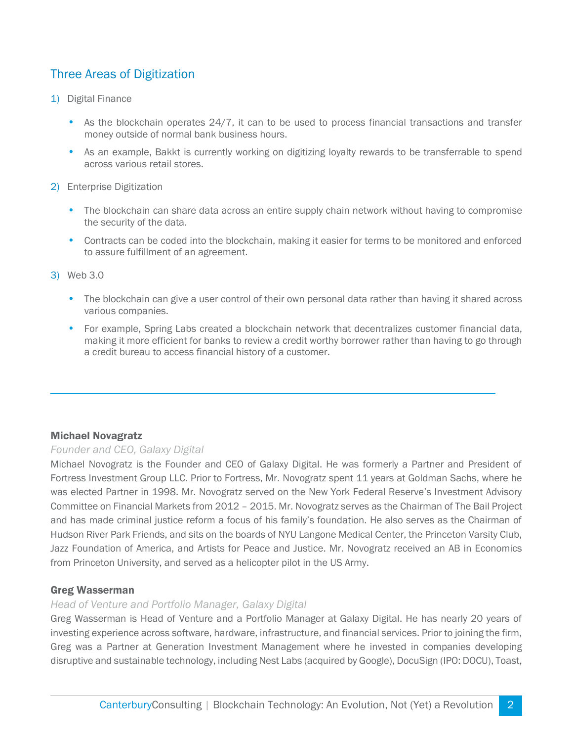## Three Areas of Digitization

1) Digital Finance

   - As the blockchain operates 24/7, it can to be used to process financial transactions and transfer money outside of normal bank business hours.
   - As an example, Bakkt is currently working on digitizing loyalty rewards to be transferrable to spend across various retail stores.

2) Enterprise Digitization

   - The blockchain can share data across an entire supply chain network without having to compromise the security of the data.
   - Contracts can be coded into the blockchain, making it easier for terms to be monitored and enforced to assure fulfillment of an agreement.

3) Web 3.0

   - The blockchain can give a user control of their own personal data rather than having it shared across various companies.
   - For example, Spring Labs created a blockchain network that decentralizes customer financial data, making it more efficient for banks to review a credit worthy borrower rather than having to go through a credit bureau to access financial history of a customer.

---

**Michael Novagratz**

*Founder and CEO, Galaxy Digital*

Michael Novogratz is the Founder and CEO of Galaxy Digital. He was formerly a Partner and President of Fortress Investment Group LLC. Prior to Fortress, Mr. Novogratz spent 11 years at Goldman Sachs, where he was elected Partner in 1998. Mr. Novogratz served on the New York Federal Reserve's Investment Advisory Committee on Financial Markets from 2012 – 2015. Mr. Novogratz serves as the Chairman of The Bail Project and has made criminal justice reform a focus of his family's foundation. He also serves as the Chairman of Hudson River Park Friends, and sits on the boards of NYU Langone Medical Center, the Princeton Varsity Club, Jazz Foundation of America, and Artists for Peace and Justice. Mr. Novogratz received an AB in Economics from Princeton University, and served as a helicopter pilot in the US Army.

**Greg Wasserman**

*Head of Venture and Portfolio Manager, Galaxy Digital*

Greg Wasserman is Head of Venture and a Portfolio Manager at Galaxy Digital. He has nearly 20 years of investing experience across software, hardware, infrastructure, and financial services. Prior to joining the firm, Greg was a Partner at Generation Investment Management where he invested in companies developing disruptive and sustainable technology, including Nest Labs (acquired by Google), DocuSign (IPO: DOCU), Toast,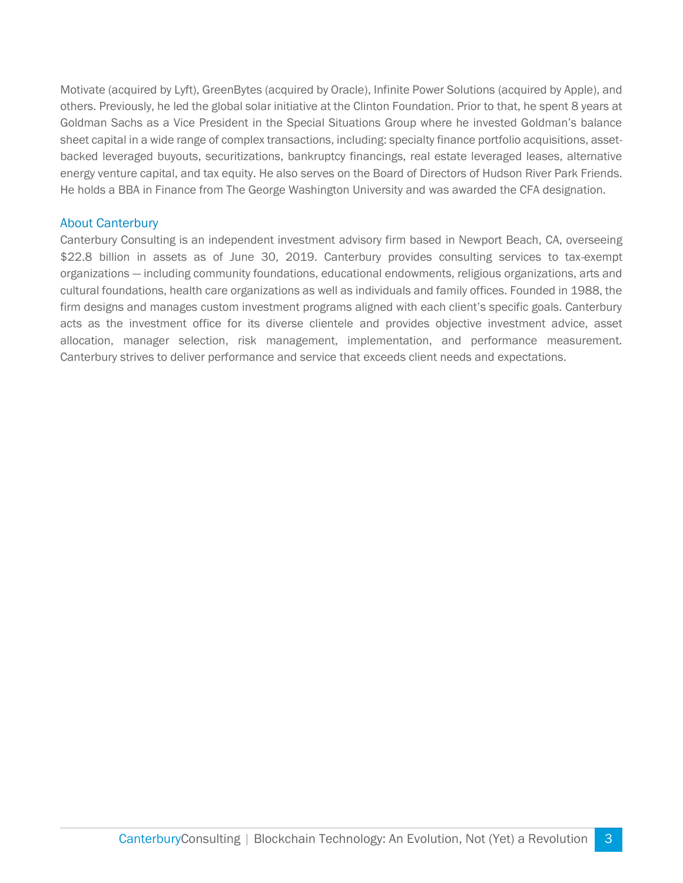Motivate (acquired by Lyft), GreenBytes (acquired by Oracle), Infinite Power Solutions (acquired by Apple), and others. Previously, he led the global solar initiative at the Clinton Foundation. Prior to that, he spent 8 years at Goldman Sachs as a Vice President in the Special Situations Group where he invested Goldman's balance sheet capital in a wide range of complex transactions, including: specialty finance portfolio acquisitions, asset-backed leveraged buyouts, securitizations, bankruptcy financings, real estate leveraged leases, alternative energy venture capital, and tax equity. He also serves on the Board of Directors of Hudson River Park Friends. He holds a BBA in Finance from The George Washington University and was awarded the CFA designation.

## About Canterbury

Canterbury Consulting is an independent investment advisory firm based in Newport Beach, CA, overseeing $22.8 billion in assets as of June 30, 2019. Canterbury provides consulting services to tax-exempt organizations — including community foundations, educational endowments, religious organizations, arts and cultural foundations, health care organizations as well as individuals and family offices. Founded in 1988, the firm designs and manages custom investment programs aligned with each client's specific goals. Canterbury acts as the investment office for its diverse clientele and provides objective investment advice, asset allocation, manager selection, risk management, implementation, and performance measurement. Canterbury strives to deliver performance and service that exceeds client needs and expectations.